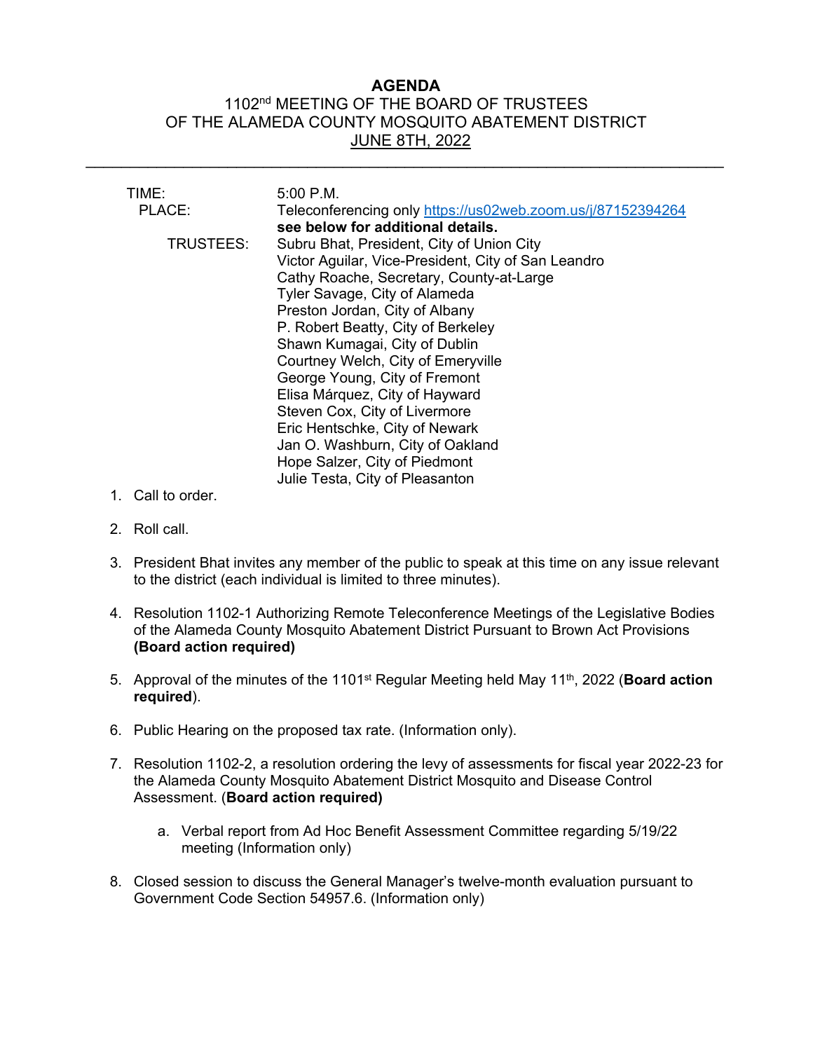# AGENDA

## 1102nd MEETING OF THE BOARD OF TRUSTEES OF THE ALAMEDA COUNTY MOSQUITO ABATEMENT DISTRICT

## JUNE 8TH, 2022

---

TIME: 5:00 P.M.

PLACE: Teleconferencing only [https://us02web.zoom.us/j/87152394264](https://us02web.zoom.us/j/87152394264)
**see below for additional details.**

TRUSTEES:
Subru Bhat, President, City of Union City
Victor Aguilar, Vice-President, City of San Leandro
Cathy Roache, Secretary, County-at-Large
Tyler Savage, City of Alameda
Preston Jordan, City of Albany
P. Robert Beatty, City of Berkeley
Shawn Kumagai, City of Dublin
Courtney Welch, City of Emeryville
George Young, City of Fremont
Elisa Márquez, City of Hayward
Steven Cox, City of Livermore
Eric Hentschke, City of Newark
Jan O. Washburn, City of Oakland
Hope Salzer, City of Piedmont
Julie Testa, City of Pleasanton

1. Call to order.

2. Roll call.

3. President Bhat invites any member of the public to speak at this time on any issue relevant to the district (each individual is limited to three minutes).

4. Resolution 1102-1 Authorizing Remote Teleconference Meetings of the Legislative Bodies of the Alameda County Mosquito Abatement District Pursuant to Brown Act Provisions **(Board action required)**

5. Approval of the minutes of the 1101st Regular Meeting held May 11th, 2022 (**Board action required**).

6. Public Hearing on the proposed tax rate. (Information only).

7. Resolution 1102-2, a resolution ordering the levy of assessments for fiscal year 2022-23 for the Alameda County Mosquito Abatement District Mosquito and Disease Control Assessment. (**Board action required)**

    a. Verbal report from Ad Hoc Benefit Assessment Committee regarding 5/19/22 meeting (Information only)

8. Closed session to discuss the General Manager's twelve-month evaluation pursuant to Government Code Section 54957.6. (Information only)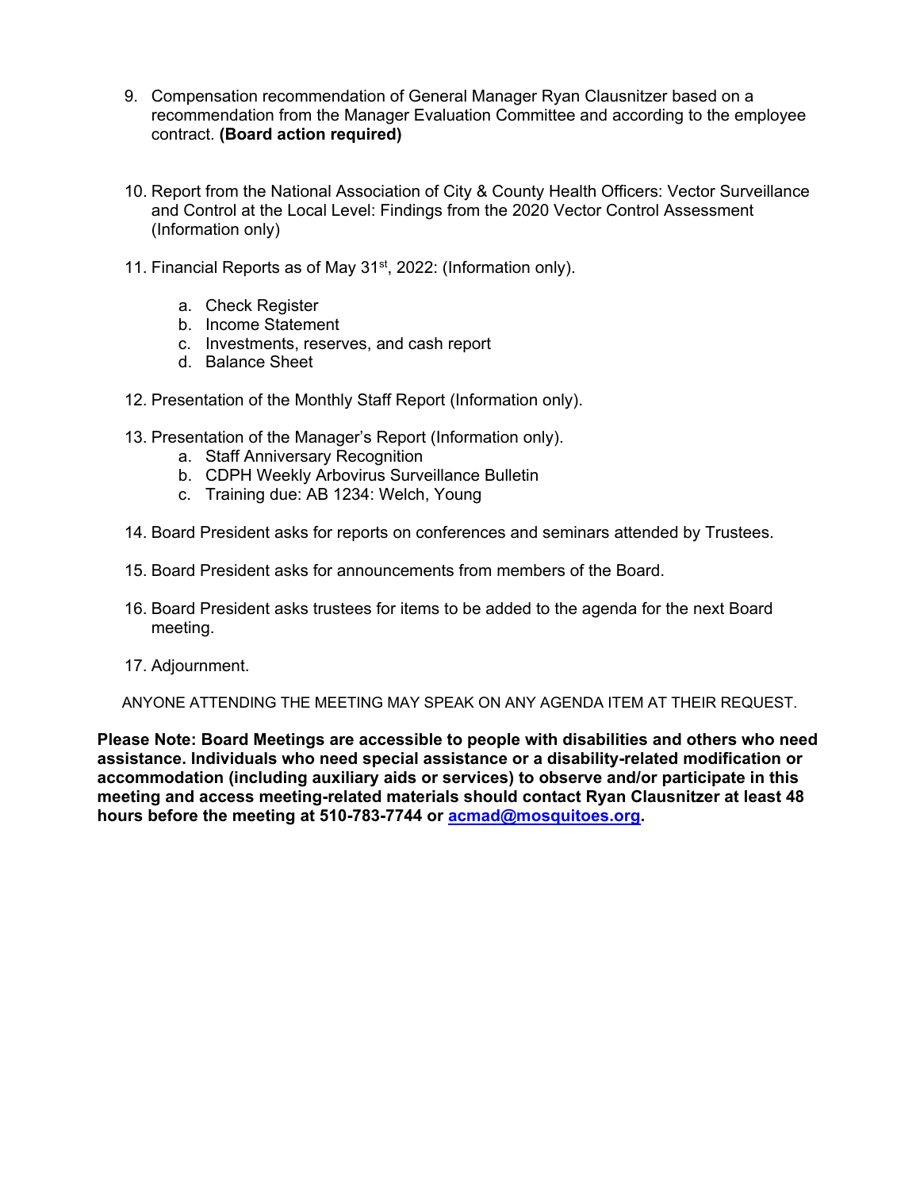9. Compensation recommendation of General Manager Ryan Clausnitzer based on a recommendation from the Manager Evaluation Committee and according to the employee contract. **(Board action required)**

10. Report from the National Association of City & County Health Officers: Vector Surveillance and Control at the Local Level: Findings from the 2020 Vector Control Assessment (Information only)

11. Financial Reports as of May 31st, 2022: (Information only).

    a. Check Register
    b. Income Statement
    c. Investments, reserves, and cash report
    d. Balance Sheet

12. Presentation of the Monthly Staff Report (Information only).

13. Presentation of the Manager's Report (Information only).
    a. Staff Anniversary Recognition
    b. CDPH Weekly Arbovirus Surveillance Bulletin
    c. Training due: AB 1234: Welch, Young

14. Board President asks for reports on conferences and seminars attended by Trustees.

15. Board President asks for announcements from members of the Board.

16. Board President asks trustees for items to be added to the agenda for the next Board meeting.

17. Adjournment.

ANYONE ATTENDING THE MEETING MAY SPEAK ON ANY AGENDA ITEM AT THEIR REQUEST.

**Please Note: Board Meetings are accessible to people with disabilities and others who need assistance. Individuals who need special assistance or a disability-related modification or accommodation (including auxiliary aids or services) to observe and/or participate in this meeting and access meeting-related materials should contact Ryan Clausnitzer at least 48 hours before the meeting at 510-783-7744 or acmad@mosquitoes.org.**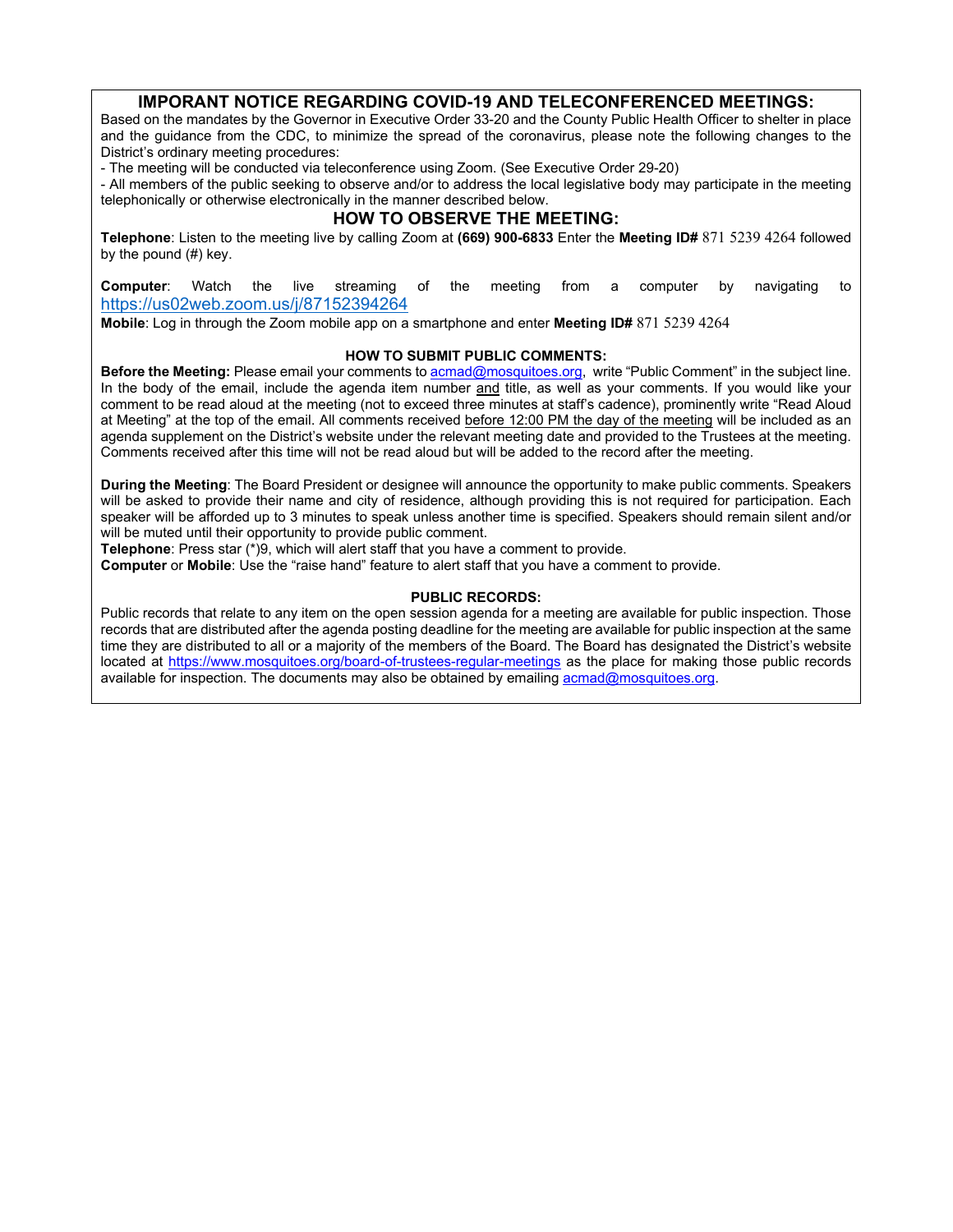## IMPORANT NOTICE REGARDING COVID-19 AND TELECONFERENCED MEETINGS:

Based on the mandates by the Governor in Executive Order 33-20 and the County Public Health Officer to shelter in place and the guidance from the CDC, to minimize the spread of the coronavirus, please note the following changes to the District's ordinary meeting procedures:

- The meeting will be conducted via teleconference using Zoom. (See Executive Order 29-20)
- All members of the public seeking to observe and/or to address the local legislative body may participate in the meeting telephonically or otherwise electronically in the manner described below.

## HOW TO OBSERVE THE MEETING:

**Telephone**: Listen to the meeting live by calling Zoom at **(669) 900-6833** Enter the **Meeting ID#** 871 5239 4264 followed by the pound (#) key.

**Computer**: Watch the live streaming of the meeting from a computer by navigating to https://us02web.zoom.us/j/87152394264

**Mobile**: Log in through the Zoom mobile app on a smartphone and enter **Meeting ID#** 871 5239 4264

### HOW TO SUBMIT PUBLIC COMMENTS:

**Before the Meeting:** Please email your comments to acmad@mosquitoes.org, write "Public Comment" in the subject line. In the body of the email, include the agenda item number and title, as well as your comments. If you would like your comment to be read aloud at the meeting (not to exceed three minutes at staff's cadence), prominently write "Read Aloud at Meeting" at the top of the email. All comments received before 12:00 PM the day of the meeting will be included as an agenda supplement on the District's website under the relevant meeting date and provided to the Trustees at the meeting. Comments received after this time will not be read aloud but will be added to the record after the meeting.

**During the Meeting**: The Board President or designee will announce the opportunity to make public comments. Speakers will be asked to provide their name and city of residence, although providing this is not required for participation. Each speaker will be afforded up to 3 minutes to speak unless another time is specified. Speakers should remain silent and/or will be muted until their opportunity to provide public comment.

**Telephone**: Press star (*)9, which will alert staff that you have a comment to provide.

**Computer** or **Mobile**: Use the "raise hand" feature to alert staff that you have a comment to provide.

### PUBLIC RECORDS:

Public records that relate to any item on the open session agenda for a meeting are available for public inspection. Those records that are distributed after the agenda posting deadline for the meeting are available for public inspection at the same time they are distributed to all or a majority of the members of the Board. The Board has designated the District's website located at https://www.mosquitoes.org/board-of-trustees-regular-meetings as the place for making those public records available for inspection. The documents may also be obtained by emailing acmad@mosquitoes.org.